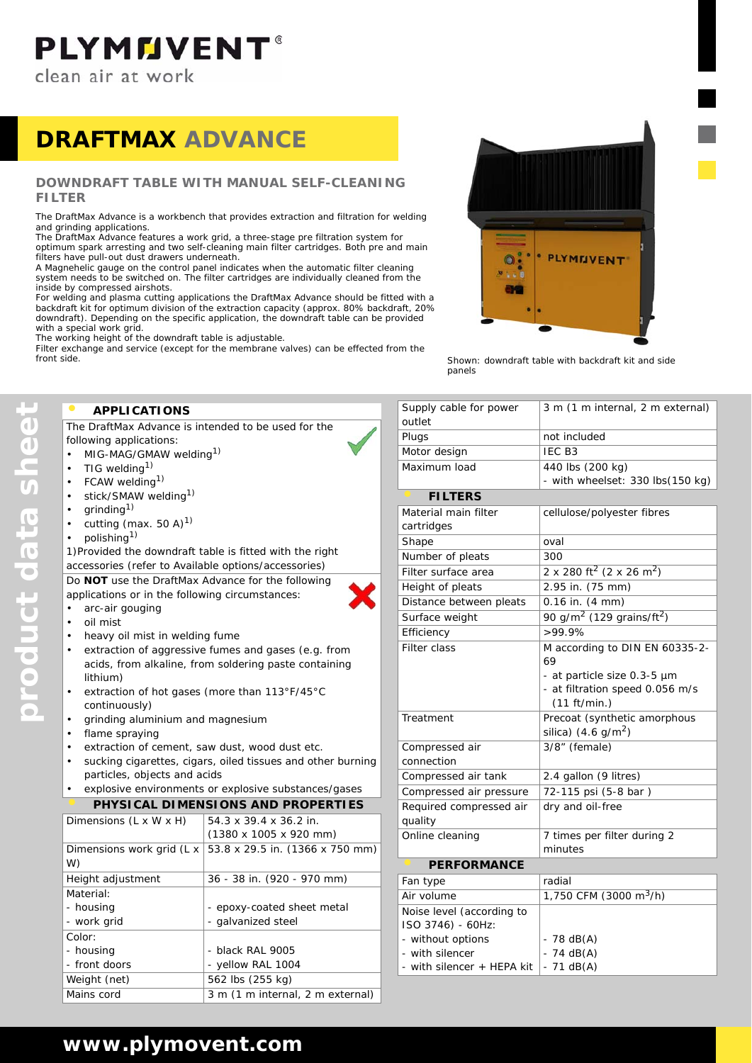# DRAFTMAX ADVANCE

## DOWNDRAFT TABLE WITH MANUAL SELF-CLEANING FILTER

The DraftMax Advance is a workbench that provides extraction and filtration for welding and grinding applications.
The DraftMax Advance features a work grid, a three-stage pre filtration system for optimum spark arresting and two self-cleaning main filter cartridges. Both pre and main filters have pull-out dust drawers underneath.
A Magnehelic gauge on the control panel indicates when the automatic filter cleaning system needs to be switched on. The filter cartridges are individually cleaned from the inside by compressed airshots.
For welding and plasma cutting applications the DraftMax Advance should be fitted with a backdraft kit for optimum division of the extraction capacity (approx. 80% backdraft, 20% downdraft). Depending on the specific application, the downdraft table can be provided with a special work grid.
The working height of the downdraft table is adjustable.
Filter exchange and service (except for the membrane valves) can be effected from the front side.

Shown: downdraft table with backdraft kit and side panels

### APPLICATIONS

The DraftMax Advance is intended to be used for the following applications:

- MIG-MAG/GMAW welding[1)]
- TIG welding[1)]
- FCAW welding[1)]
- stick/SMAW welding[1)]
- grinding[1)]
- cutting (max. 50 A)[1)]
- polishing[1)]

1)Provided the downdraft table is fitted with the right accessories (refer to Available options/accessories)

Do **NOT** use the DraftMax Advance for the following applications or in the following circumstances:

- arc-air gouging
- oil mist
- heavy oil mist in welding fume
- extraction of aggressive fumes and gases (e.g. from acids, from alkaline, from soldering paste containing lithium)
- extraction of hot gases (more than 113°F/45°C continuously)
- grinding aluminium and magnesium
- flame spraying
- extraction of cement, saw dust, wood dust etc.
- sucking cigarettes, cigars, oiled tissues and other burning particles, objects and acids
- explosive environments or explosive substances/gases

### PHYSICAL DIMENSIONS AND PROPERTIES

| | |
|---|---|
| Dimensions (L x W x H) | 54.3 x 39.4 x 36.2 in. (1380 x 1005 x 920 mm) |
| Dimensions work grid (L x W) | 53.8 x 29.5 in. (1366 x 750 mm) |
| Height adjustment | 36 - 38 in. (920 - 970 mm) |
| Material:<br>- housing<br>- work grid | <br>- epoxy-coated sheet metal<br>- galvanized steel |
| Color:<br>- housing<br>- front doors | <br>- black RAL 9005<br>- yellow RAL 1004 |
| Weight (net) | 562 lbs (255 kg) |
| Mains cord | 3 m (1 m internal, 2 m external) |
| Supply cable for power outlet | 3 m (1 m internal, 2 m external) |
| Plugs | not included |
| Motor design | IEC B3 |
| Maximum load | 440 lbs (200 kg)<br>- with wheelset: 330 lbs(150 kg) |

### FILTERS

| | |
|---|---|
| Material main filter cartridges | cellulose/polyester fibres |
| Shape | oval |
| Number of pleats | 300 |
| Filter surface area | 2 x 280 $ft^2$ (2 x 26 $m^2$) |
| Height of pleats | 2.95 in. (75 mm) |
| Distance between pleats | 0.16 in. (4 mm) |
| Surface weight | 90 $g/m^2$ (129 $grains/ft^2$) |
| Efficiency | >99.9% |
| Filter class | M according to DIN EN 60335-2-69<br>- at particle size 0.3-5 µm<br>- at filtration speed 0.056 m/s (11 ft/min.) |
| Treatment | Precoat (synthetic amorphous silica) (4.6 $g/m^2$) |
| Compressed air connection | 3/8" (female) |
| Compressed air tank | 2.4 gallon (9 litres) |
| Compressed air pressure | 72-115 psi (5-8 bar ) |
| Required compressed air quality | dry and oil-free |
| Online cleaning | 7 times per filter during 2 minutes |

### PERFORMANCE

| | |
|---|---|
| Fan type | radial |
| Air volume | 1,750 CFM (3000 $m^3/h$) |
| Noise level (according to ISO 3746) - 60Hz:<br>- without options<br>- with silencer<br>- with silencer + HEPA kit | <br><br>- 78 dB(A)<br>- 74 dB(A)<br>- 71 dB(A) |

www.plymovent.com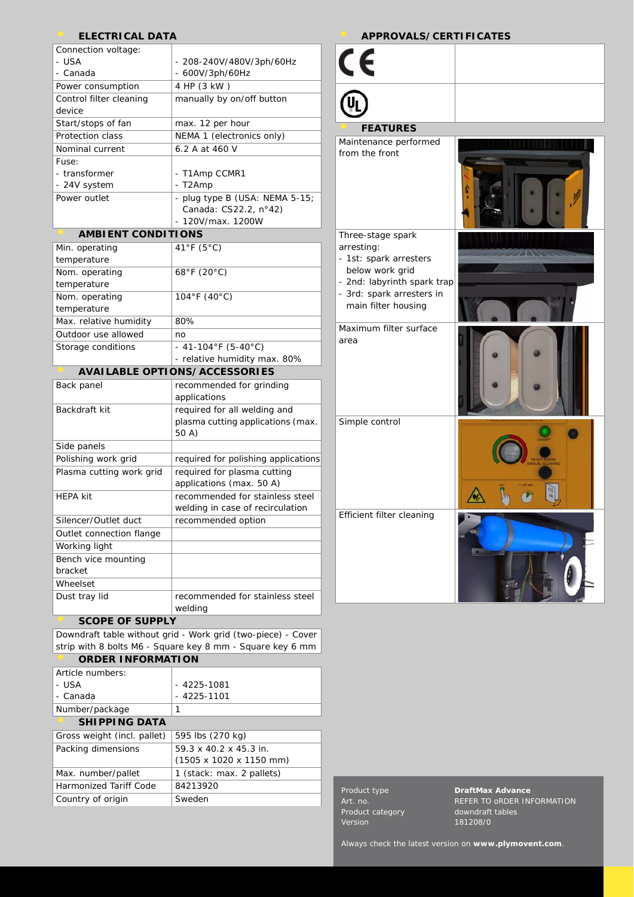## ELECTRICAL DATA

| | |
|---|---|
| Connection voltage:<br>- USA<br>- Canada | - 208-240V/480V/3ph/60Hz<br>- 600V/3ph/60Hz |
| Power consumption | 4 HP (3 kW ) |
| Control filter cleaning device | manually by on/off button |
| Start/stops of fan | max. 12 per hour |
| Protection class | NEMA 1 (electronics only) |
| Nominal current | 6.2 A at 460 V |
| Fuse:<br>- transformer<br>- 24V system | - T1Amp CCMR1<br>- T2Amp |
| Power outlet | - plug type B (USA: NEMA 5-15; Canada: CS22.2, n°42)<br>- 120V/max. 1200W |

## AMBIENT CONDITIONS

| | |
|---|---|
| Min. operating temperature | 41°F (5°C) |
| Nom. operating temperature | 68°F (20°C) |
| Nom. operating temperature | 104°F (40°C) |
| Max. relative humidity | 80% |
| Outdoor use allowed | no |
| Storage conditions | - 41-104°F (5-40°C)<br>- relative humidity max. 80% |

## AVAILABLE OPTIONS/ACCESSORIES

| | |
|---|---|
| Back panel | recommended for grinding applications |
| Backdraft kit | required for all welding and plasma cutting applications (max. 50 A) |
| Side panels | |
| Polishing work grid | required for polishing applications |
| Plasma cutting work grid | required for plasma cutting applications (max. 50 A) |
| HEPA kit | recommended for stainless steel welding in case of recirculation |
| Silencer/Outlet duct | recommended option |
| Outlet connection flange | |
| Working light | |
| Bench vice mounting bracket | |
| Wheelset | |
| Dust tray lid | recommended for stainless steel welding |

## SCOPE OF SUPPLY

Downdraft table without grid - Work grid (two-piece) - Cover strip with 8 bolts M6 - Square key 8 mm - Square key 6 mm

## ORDER INFORMATION

| | |
|---|---|
| Article numbers:<br>- USA<br>- Canada | - 4225-1081<br>- 4225-1101 |
| Number/package | 1 |

## SHIPPING DATA

| | |
|---|---|
| Gross weight (incl. pallet) | 595 lbs (270 kg) |
| Packing dimensions | 59.3 x 40.2 x 45.3 in.<br>(1505 x 1020 x 1150 mm) |
| Max. number/pallet | 1 (stack: max. 2 pallets) |
| Harmonized Tariff Code | 84213920 |
| Country of origin | Sweden |

## APPROVALS/CERTIFICATES

CE

UL

## FEATURES

- Maintenance performed from the front
- Three-stage spark arresting:
  - 1st: spark arresters below work grid
  - 2nd: labyrinth spark trap
  - 3rd: spark arresters in main filter housing
- Maximum filter surface area
- Simple control
- Efficient filter cleaning

| | |
|---|---|
| Product type | **DraftMax Advance** |
| Art. no. | REFER TO oRDER INFORMATION |
| Product category | downdraft tables |
| Version | 181208/0 |

Always check the latest version on **www.plymovent.com**.